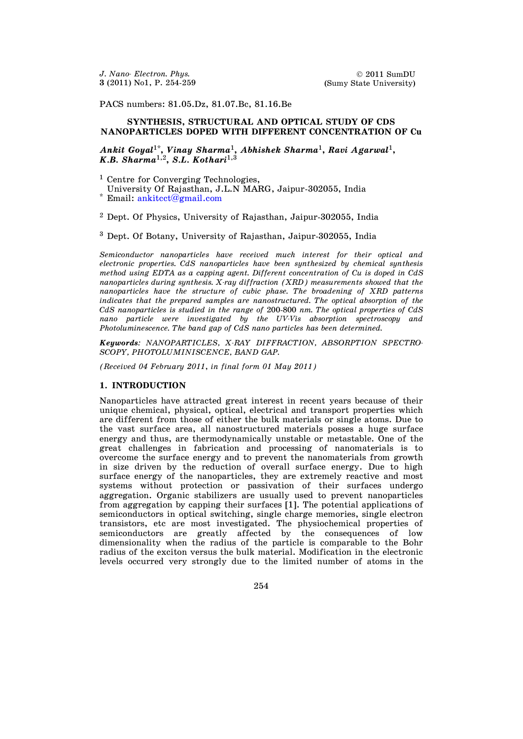PACS numbers: 81.05.Dz, 81.07.Bc, 81.16.Be

# SYNTHESIS, STRUCTURAL AND OPTICAL STUDY OF CDS NANOPARTICLES DOPED WITH DIFFERENT CONCENTRATION OF Cu

***Ankit Goyal*[1*], *Vinay Sharma*[1], *Abhishek Sharma*[1], *Ravi Agarwal*[1], *K.B. Sharma*[1,2], *S.L. Kothari*[1,3]**

[1] Centre for Converging Technologies,
University Of Rajasthan, J.L.N MARG, Jaipur-302055, India
[*] Email: ankitcct@gmail.com

[2] Dept. Of Physics, University of Rajasthan, Jaipur-302055, India

[3] Dept. Of Botany, University of Rajasthan, Jaipur-302055, India

*Semiconductor nanoparticles have received much interest for their optical and electronic properties. CdS nanoparticles have been synthesized by chemical synthesis method using EDTA as a capping agent. Different concentration of Cu is doped in CdS nanoparticles during synthesis. X-ray diffraction (XRD) measurements showed that the nanoparticles have the structure of cubic phase. The broadening of XRD patterns indicates that the prepared samples are nanostructured. The optical absorption of the CdS nanoparticles is studied in the range of* 200-800 *nm. The optical properties of CdS nano particle were investigated by the UV-Vis absorption spectroscopy and Photoluminescence. The band gap of CdS nano particles has been determined.*

***Keywords**: NANOPARTICLES, X-RAY DIFFRACTION, ABSORPTION SPECTROSCOPY, PHOTOLUMINISCENCE, BAND GAP.*

*(Received 04 February 2011, in final form 01 May 2011)*

## 1. INTRODUCTION

Nanoparticles have attracted great interest in recent years because of their unique chemical, physical, optical, electrical and transport properties which are different from those of either the bulk materials or single atoms. Due to the vast surface area, all nanostructured materials posses a huge surface energy and thus, are thermodynamically unstable or metastable. One of the great challenges in fabrication and processing of nanomaterials is to overcome the surface energy and to prevent the nanomaterials from growth in size driven by the reduction of overall surface energy. Due to high surface energy of the nanoparticles, they are extremely reactive and most systems without protection or passivation of their surfaces undergo aggregation. Organic stabilizers are usually used to prevent nanoparticles from aggregation by capping their surfaces **[1]**. The potential applications of semiconductors in optical switching, single charge memories, single electron transistors, etc are most investigated. The physiochemical properties of semiconductors are greatly affected by the consequences of low dimensionality when the radius of the particle is comparable to the Bohr radius of the exciton versus the bulk material. Modification in the electronic levels occurred very strongly due to the limited number of atoms in the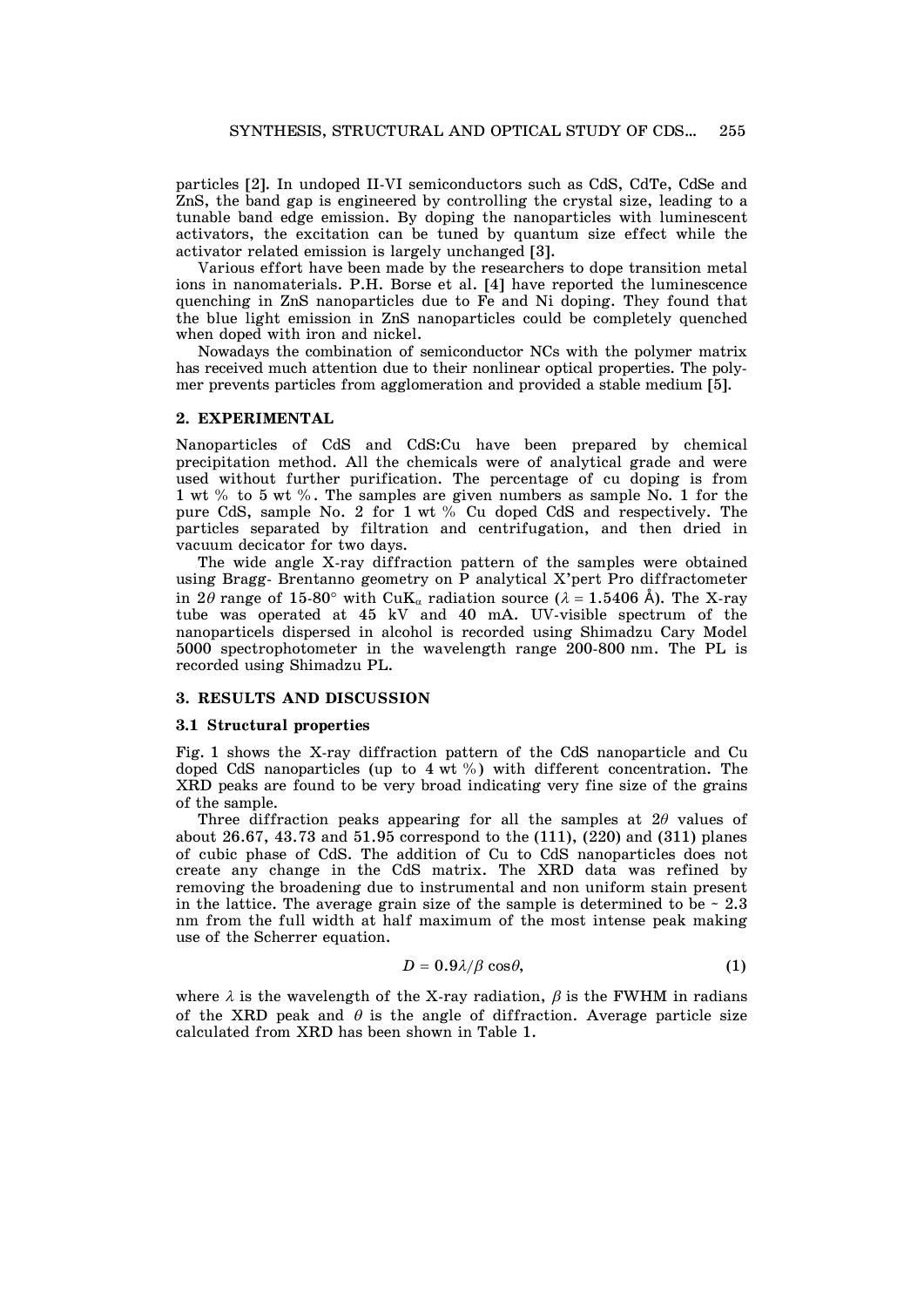particles [2]. In undoped II-VI semiconductors such as CdS, CdTe, CdSe and ZnS, the band gap is engineered by controlling the crystal size, leading to a tunable band edge emission. By doping the nanoparticles with luminescent activators, the excitation can be tuned by quantum size effect while the activator related emission is largely unchanged [3].

Various effort have been made by the researchers to dope transition metal ions in nanomaterials. P.H. Borse et al. [4] have reported the luminescence quenching in ZnS nanoparticles due to Fe and Ni doping. They found that the blue light emission in ZnS nanoparticles could be completely quenched when doped with iron and nickel.

Nowadays the combination of semiconductor NCs with the polymer matrix has received much attention due to their nonlinear optical properties. The polymer prevents particles from agglomeration and provided a stable medium [5].

## 2. EXPERIMENTAL

Nanoparticles of CdS and CdS:Cu have been prepared by chemical precipitation method. All the chemicals were of analytical grade and were used without further purification. The percentage of cu doping is from 1 wt % to 5 wt %. The samples are given numbers as sample No. 1 for the pure CdS, sample No. 2 for 1 wt % Cu doped CdS and respectively. The particles separated by filtration and centrifugation, and then dried in vacuum decicator for two days.

The wide angle X-ray diffraction pattern of the samples were obtained using Bragg- Brentanno geometry on P analytical X'pert Pro diffractometer in $2\theta$ range of 15-80° with $CuK_\alpha$ radiation source ($\lambda = 1.5406$ Å). The X-ray tube was operated at 45 kV and 40 mA. UV-visible spectrum of the nanoparticels dispersed in alcohol is recorded using Shimadzu Cary Model 5000 spectrophotometer in the wavelength range 200-800 nm. The PL is recorded using Shimadzu PL.

## 3. RESULTS AND DISCUSSION

### 3.1 Structural properties

Fig. 1 shows the X-ray diffraction pattern of the CdS nanoparticle and Cu doped CdS nanoparticles (up to 4 wt %) with different concentration. The XRD peaks are found to be very broad indicating very fine size of the grains of the sample.

Three diffraction peaks appearing for all the samples at $2\theta$ values of about 26.67, 43.73 and 51.95 correspond to the (111), (220) and (311) planes of cubic phase of CdS. The addition of Cu to CdS nanoparticles does not create any change in the CdS matrix. The XRD data was refined by removing the broadening due to instrumental and non uniform stain present in the lattice. The average grain size of the sample is determined to be ~ 2.3 nm from the full width at half maximum of the most intense peak making use of the Scherrer equation.

$$D = 0.9\lambda/\beta\cos\theta, \tag{1}$$

where $\lambda$ is the wavelength of the X-ray radiation, $\beta$ is the FWHM in radians of the XRD peak and $\theta$ is the angle of diffraction. Average particle size calculated from XRD has been shown in Table 1.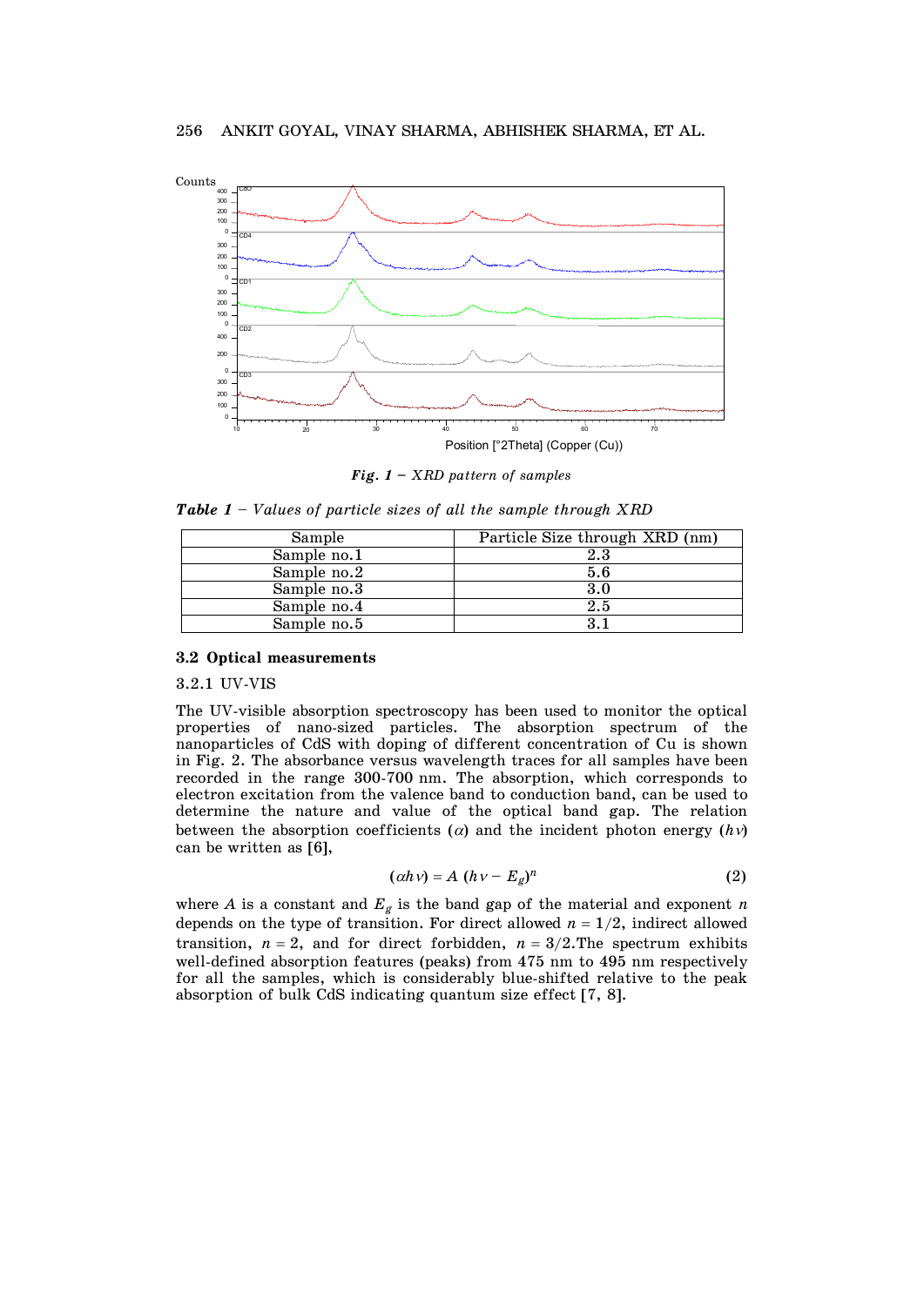*Fig. 1 – XRD pattern of samples*

***Table 1*** *– Values of particle sizes of all the sample through XRD*

| Sample | Particle Size through XRD (nm) |
|---|---|
| Sample no.1 | 2.3 |
| Sample no.2 | 5.6 |
| Sample no.3 | 3.0 |
| Sample no.4 | 2.5 |
| Sample no.5 | 3.1 |

### 3.2 Optical measurements

#### 3.2.1 UV-VIS

The UV-visible absorption spectroscopy has been used to monitor the optical properties of nano-sized particles. The absorption spectrum of the nanoparticles of CdS with doping of different concentration of Cu is shown in Fig. 2. The absorbance versus wavelength traces for all samples have been recorded in the range 300-700 nm. The absorption, which corresponds to electron excitation from the valence band to conduction band, can be used to determine the nature and value of the optical band gap. The relation between the absorption coefficients ($\alpha$) and the incident photon energy ($h\nu$) can be written as [6],

$$(\alpha h\nu) = A\ (h\nu - E_g)^n \tag{2}$$

where $A$ is a constant and $E_g$ is the band gap of the material and exponent $n$ depends on the type of transition. For direct allowed $n = 1/2$, indirect allowed transition, $n = 2$, and for direct forbidden, $n = 3/2$.The spectrum exhibits well-defined absorption features (peaks) from 475 nm to 495 nm respectively for all the samples, which is considerably blue-shifted relative to the peak absorption of bulk CdS indicating quantum size effect [7, 8].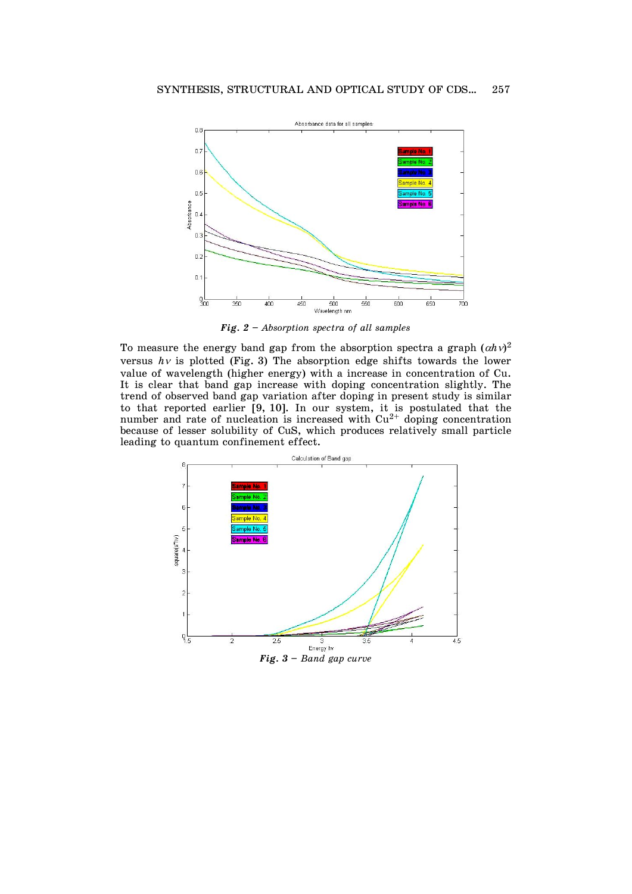*Fig. 2 – Absorption spectra of all samples*

To measure the energy band gap from the absorption spectra a graph $(\alpha h\nu)^2$ versus $h\nu$ is plotted (Fig. 3) The absorption edge shifts towards the lower value of wavelength (higher energy) with a increase in concentration of Cu. It is clear that band gap increase with doping concentration slightly. The trend of observed band gap variation after doping in present study is similar to that reported earlier [9, 10]. In our system, it is postulated that the number and rate of nucleation is increased with $Cu^{2+}$ doping concentration because of lesser solubility of CuS, which produces relatively small particle leading to quantum confinement effect.

*Fig. 3 – Band gap curve*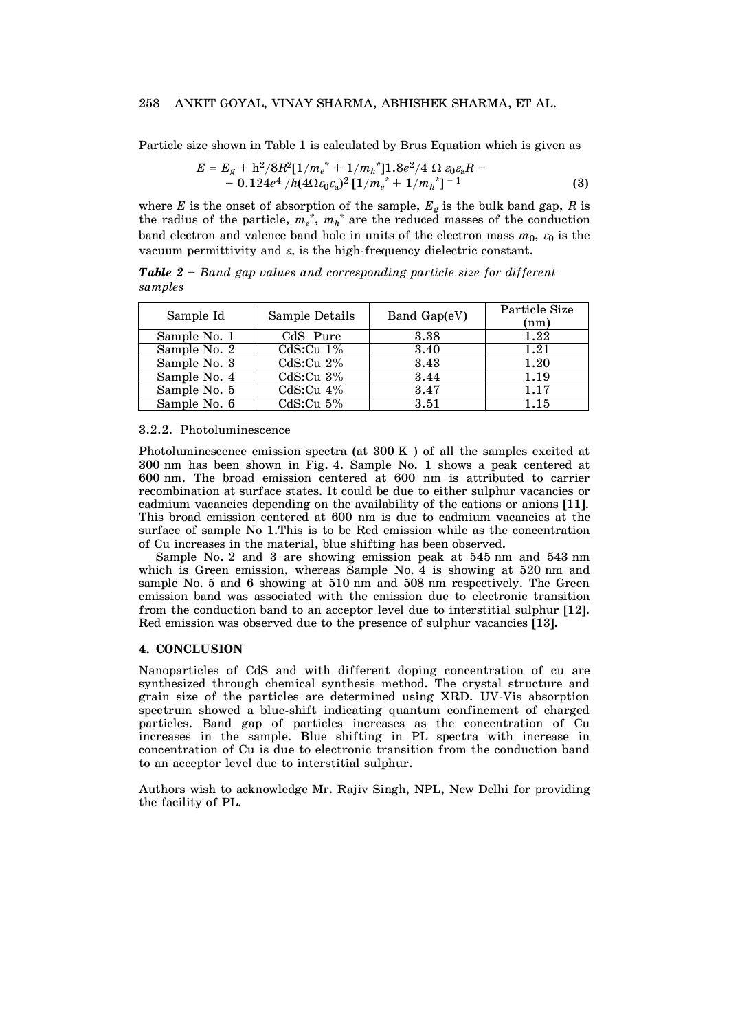Particle size shown in Table 1 is calculated by Brus Equation which is given as

$$E = E_g + h^2/8R^2[1/m_e^* + 1/m_h^*]1.8e^2/4\ \Omega\ \varepsilon_0\varepsilon_a R - $$
$$- 0.124e^4/h(4\Omega\varepsilon_0\varepsilon_a)^2[1/m_e^* + 1/m_h^*]^{-1} \quad (3)$$

where $E$ is the onset of absorption of the sample, $E_g$ is the bulk band gap, $R$ is the radius of the particle, $m_e^*$, $m_h^*$ are the reduced masses of the conduction band electron and valence band hole in units of the electron mass $m_0$, $\varepsilon_0$ is the vacuum permittivity and $\varepsilon_a$ is the high-frequency dielectric constant.

***Table 2*** – *Band gap values and corresponding particle size for different samples*

| Sample Id | Sample Details | Band Gap(eV) | Particle Size (nm) |
|---|---|---|---|
| Sample No. 1 | CdS Pure | 3.38 | 1.22 |
| Sample No. 2 | CdS:Cu 1% | 3.40 | 1.21 |
| Sample No. 3 | CdS:Cu 2% | 3.43 | 1.20 |
| Sample No. 4 | CdS:Cu 3% | 3.44 | 1.19 |
| Sample No. 5 | CdS:Cu 4% | 3.47 | 1.17 |
| Sample No. 6 | CdS:Cu 5% | 3.51 | 1.15 |

#### 3.2.2. Photoluminescence

Photoluminescence emission spectra (at 300 K ) of all the samples excited at 300 nm has been shown in Fig. 4. Sample No. 1 shows a peak centered at 600 nm. The broad emission centered at 600 nm is attributed to carrier recombination at surface states. It could be due to either sulphur vacancies or cadmium vacancies depending on the availability of the cations or anions [11]. This broad emission centered at 600 nm is due to cadmium vacancies at the surface of sample No 1.This is to be Red emission while as the concentration of Cu increases in the material, blue shifting has been observed.

Sample No. 2 and 3 are showing emission peak at 545 nm and 543 nm which is Green emission, whereas Sample No. 4 is showing at 520 nm and sample No. 5 and 6 showing at 510 nm and 508 nm respectively. The Green emission band was associated with the emission due to electronic transition from the conduction band to an acceptor level due to interstitial sulphur [12]. Red emission was observed due to the presence of sulphur vacancies [13].

## 4. CONCLUSION

Nanoparticles of CdS and with different doping concentration of cu are synthesized through chemical synthesis method. The crystal structure and grain size of the particles are determined using XRD. UV-Vis absorption spectrum showed a blue-shift indicating quantum confinement of charged particles. Band gap of particles increases as the concentration of Cu increases in the sample. Blue shifting in PL spectra with increase in concentration of Cu is due to electronic transition from the conduction band to an acceptor level due to interstitial sulphur.

Authors wish to acknowledge Mr. Rajiv Singh, NPL, New Delhi for providing the facility of PL.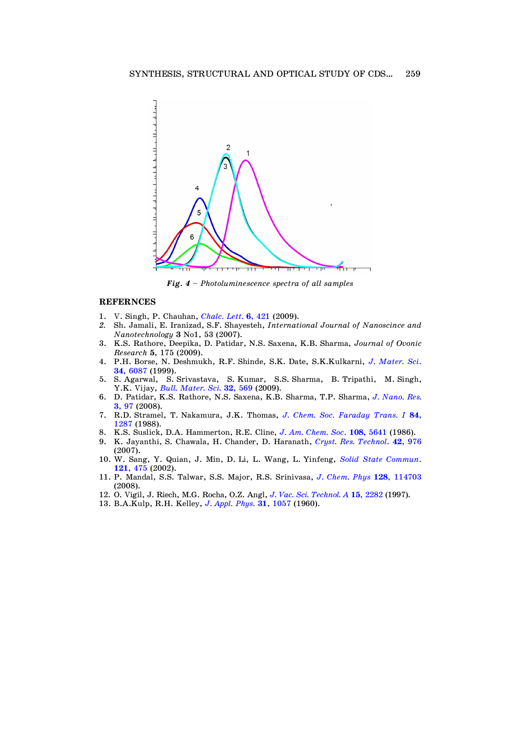2
1
3
4
5
6

*Fig. 4 – Photoluminescence spectra of all samples*

## REFERNCES

1. V. Singh, P. Chauhan, *Chalc. Lett.* **6**, 421 (2009).
2. Sh. Jamali, E. Iranizad, S.F. Shayesteh, *International Journal of Nanoscince and Nanotechnology* **3** No1, 53 (2007).
3. K.S. Rathore, Deepika, D. Patidar, N.S. Saxena, K.B. Sharma, *Journal of Ovonic Research* **5**, 175 (2009).
4. P.H. Borse, N. Deshmukh, R.F. Shinde, S.K. Date, S.K.Kulkarni, *J. Mater. Sci.* **34**, 6087 (1999).
5. S. Agarwal, S. Srivastava, S. Kumar, S.S. Sharma, B. Tripathi, M. Singh, Y.K. Vijay, *Bull. Mater. Sci.* **32**, 569 (2009).
6. D. Patidar, K.S. Rathore, N.S. Saxena, K.B. Sharma, T.P. Sharma, *J. Nano. Res.* **3**, 97 (2008).
7. R.D. Stramel, T. Nakamura, J.K. Thomas, *J. Chem. Soc. Faraday Trans. I* **84**, 1287 (1988).
8. K.S. Suslick, D.A. Hammerton, R.E. Cline, *J. Am. Chem. Soc.* **108**, 5641 (1986).
9. K. Jayanthi, S. Chawala, H. Chander, D. Haranath, *Cryst. Res. Technol.* **42**, 976 (2007).
10. W. Sang, Y. Quian, J. Min, D. Li, L. Wang, L. Yinfeng, *Solid State Commun.* **121**, 475 (2002).
11. P. Mandal, S.S. Talwar, S.S. Major, R.S. Srinivasa, *J. Chem. Phys* **128**, 114703 (2008).
12. O. Vigil, J. Riech, M.G. Rocha, O.Z. Angl, *J. Vac. Sci. Technol. A* **15**, 2282 (1997).
13. B.A.Kulp, R.H. Kelley, *J. Appl. Phys.* **31**, 1057 (1960).